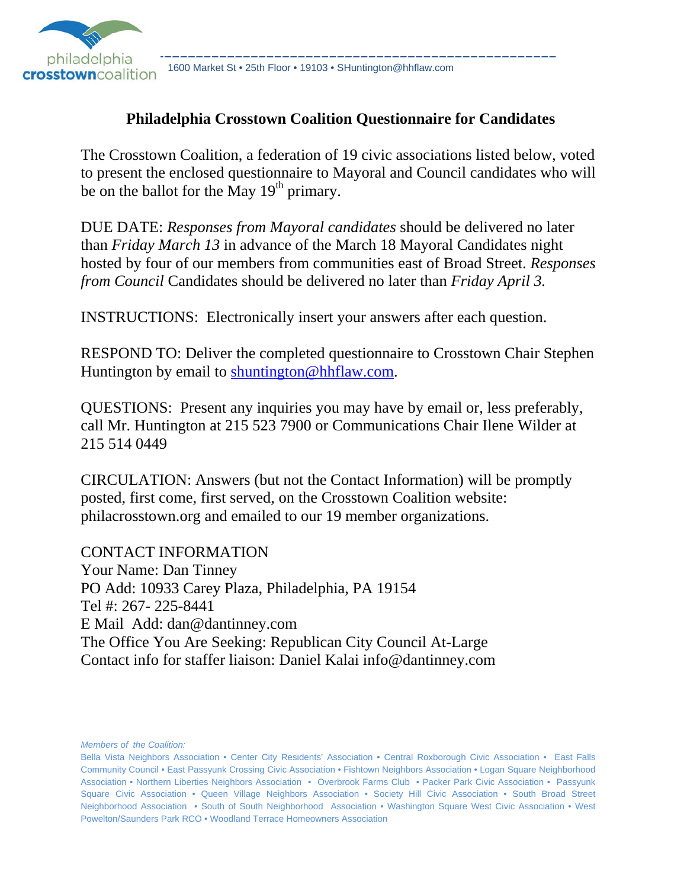philadelphia **crosstown**coalition

1600 Market St • 25th Floor • 19103 • SHuntington@hhflaw.com

## Philadelphia Crosstown Coalition Questionnaire for Candidates

The Crosstown Coalition, a federation of 19 civic associations listed below, voted to present the enclosed questionnaire to Mayoral and Council candidates who will be on the ballot for the May 19th primary.

DUE DATE: *Responses from Mayoral candidates* should be delivered no later than *Friday March 13* in advance of the March 18 Mayoral Candidates night hosted by four of our members from communities east of Broad Street. *Responses from Council* Candidates should be delivered no later than *Friday April 3.*

INSTRUCTIONS: Electronically insert your answers after each question.

RESPOND TO: Deliver the completed questionnaire to Crosstown Chair Stephen Huntington by email to shuntington@hhflaw.com.

QUESTIONS: Present any inquiries you may have by email or, less preferably, call Mr. Huntington at 215 523 7900 or Communications Chair Ilene Wilder at 215 514 0449

CIRCULATION: Answers (but not the Contact Information) will be promptly posted, first come, first served, on the Crosstown Coalition website: philacrosstown.org and emailed to our 19 member organizations.

CONTACT INFORMATION
Your Name: Dan Tinney
PO Add: 10933 Carey Plaza, Philadelphia, PA 19154
Tel #: 267- 225-8441
E Mail Add: dan@dantinney.com
The Office You Are Seeking: Republican City Council At-Large
Contact info for staffer liaison: Daniel Kalai info@dantinney.com

*Members of the Coalition:*
Bella Vista Neighbors Association • Center City Residents' Association • Central Roxborough Civic Association • East Falls Community Council • East Passyunk Crossing Civic Association • Fishtown Neighbors Association • Logan Square Neighborhood Association • Northern Liberties Neighbors Association • Overbrook Farms Club • Packer Park Civic Association • Passyunk Square Civic Association • Queen Village Neighbors Association • Society Hill Civic Association • South Broad Street Neighborhood Association • South of South Neighborhood Association • Washington Square West Civic Association • West Powelton/Saunders Park RCO • Woodland Terrace Homeowners Association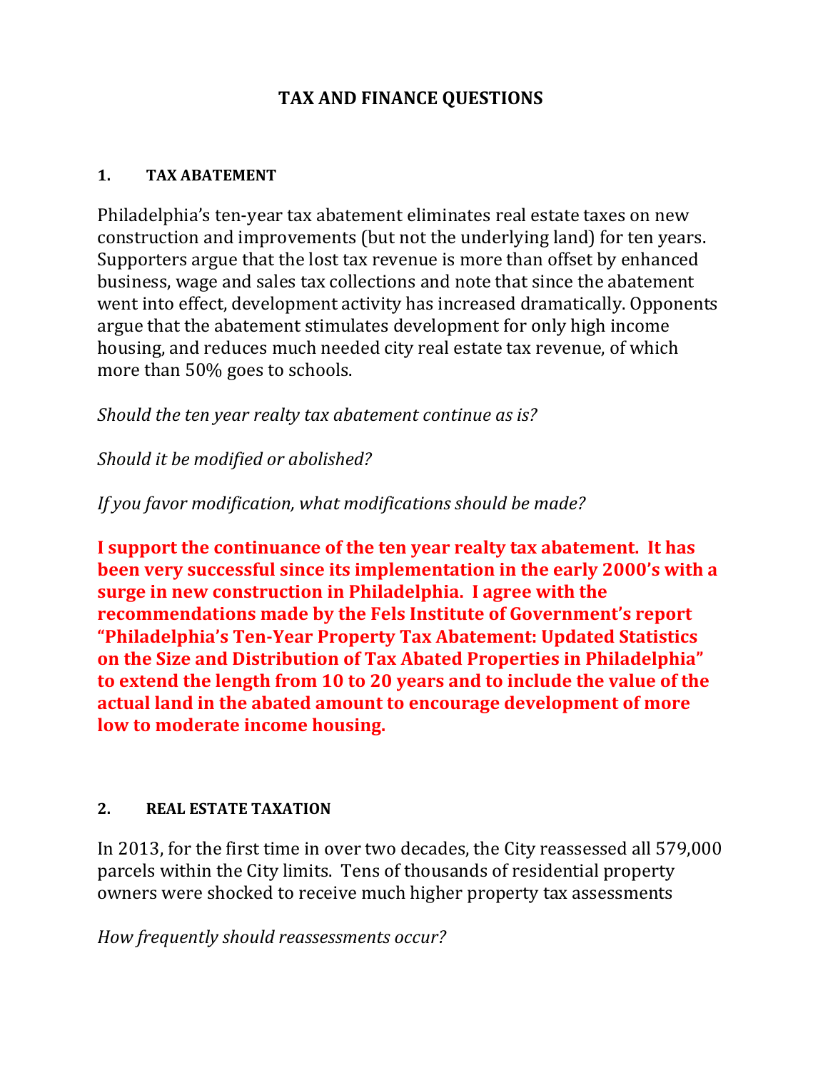# TAX AND FINANCE QUESTIONS

## 1. TAX ABATEMENT

Philadelphia's ten-year tax abatement eliminates real estate taxes on new construction and improvements (but not the underlying land) for ten years. Supporters argue that the lost tax revenue is more than offset by enhanced business, wage and sales tax collections and note that since the abatement went into effect, development activity has increased dramatically. Opponents argue that the abatement stimulates development for only high income housing, and reduces much needed city real estate tax revenue, of which more than 50% goes to schools.

*Should the ten year realty tax abatement continue as is?*

*Should it be modified or abolished?*

*If you favor modification, what modifications should be made?*

**I support the continuance of the ten year realty tax abatement. It has been very successful since its implementation in the early 2000's with a surge in new construction in Philadelphia. I agree with the recommendations made by the Fels Institute of Government's report "Philadelphia's Ten-Year Property Tax Abatement: Updated Statistics on the Size and Distribution of Tax Abated Properties in Philadelphia" to extend the length from 10 to 20 years and to include the value of the actual land in the abated amount to encourage development of more low to moderate income housing.**

## 2. REAL ESTATE TAXATION

In 2013, for the first time in over two decades, the City reassessed all 579,000 parcels within the City limits. Tens of thousands of residential property owners were shocked to receive much higher property tax assessments

*How frequently should reassessments occur?*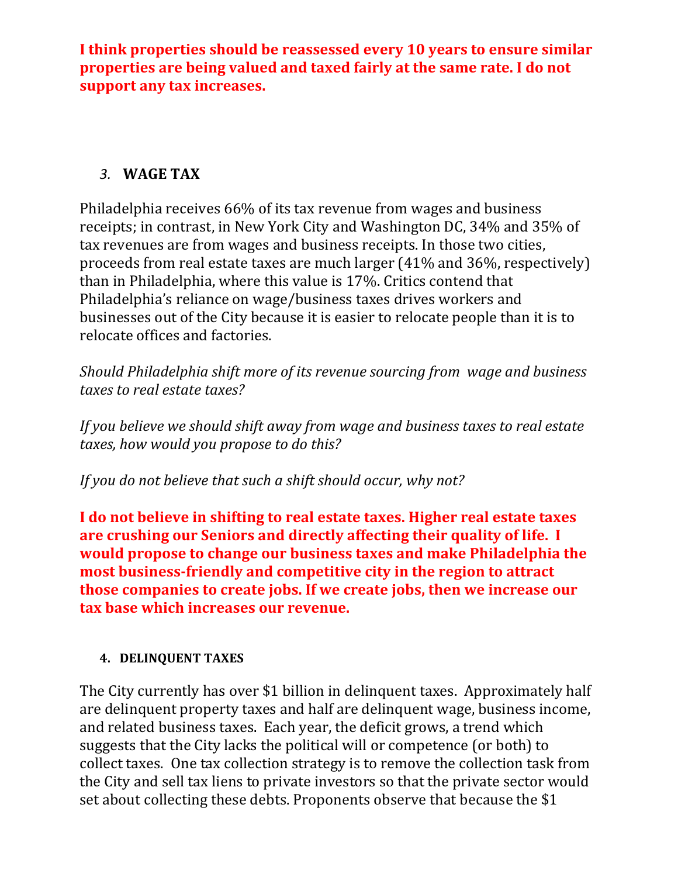**I think properties should be reassessed every 10 years to ensure similar properties are being valued and taxed fairly at the same rate. I do not support any tax increases.**

### *3.* WAGE TAX

Philadelphia receives 66% of its tax revenue from wages and business receipts; in contrast, in New York City and Washington DC, 34% and 35% of tax revenues are from wages and business receipts. In those two cities, proceeds from real estate taxes are much larger (41% and 36%, respectively) than in Philadelphia, where this value is 17%. Critics contend that Philadelphia's reliance on wage/business taxes drives workers and businesses out of the City because it is easier to relocate people than it is to relocate offices and factories.

*Should Philadelphia shift more of its revenue sourcing from wage and business taxes to real estate taxes?*

*If you believe we should shift away from wage and business taxes to real estate taxes, how would you propose to do this?*

*If you do not believe that such a shift should occur, why not?*

**I do not believe in shifting to real estate taxes. Higher real estate taxes are crushing our Seniors and directly affecting their quality of life. I would propose to change our business taxes and make Philadelphia the most business-friendly and competitive city in the region to attract those companies to create jobs. If we create jobs, then we increase our tax base which increases our revenue.**

### 4. DELINQUENT TAXES

The City currently has over $1 billion in delinquent taxes. Approximately half are delinquent property taxes and half are delinquent wage, business income, and related business taxes. Each year, the deficit grows, a trend which suggests that the City lacks the political will or competence (or both) to collect taxes. One tax collection strategy is to remove the collection task from the City and sell tax liens to private investors so that the private sector would set about collecting these debts. Proponents observe that because the $1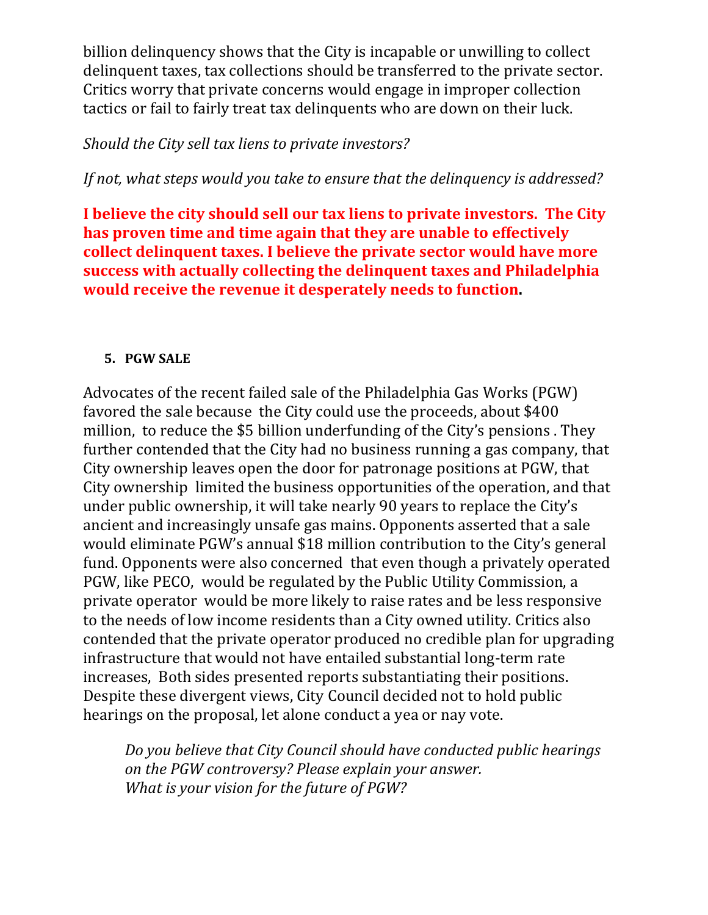billion delinquency shows that the City is incapable or unwilling to collect delinquent taxes, tax collections should be transferred to the private sector. Critics worry that private concerns would engage in improper collection tactics or fail to fairly treat tax delinquents who are down on their luck.

*Should the City sell tax liens to private investors?*

*If not, what steps would you take to ensure that the delinquency is addressed?*

**I believe the city should sell our tax liens to private investors. The City has proven time and time again that they are unable to effectively collect delinquent taxes. I believe the private sector would have more success with actually collecting the delinquent taxes and Philadelphia would receive the revenue it desperately needs to function.**

## 5. PGW SALE

Advocates of the recent failed sale of the Philadelphia Gas Works (PGW) favored the sale because the City could use the proceeds, about $400 million, to reduce the $5 billion underfunding of the City's pensions . They further contended that the City had no business running a gas company, that City ownership leaves open the door for patronage positions at PGW, that City ownership limited the business opportunities of the operation, and that under public ownership, it will take nearly 90 years to replace the City's ancient and increasingly unsafe gas mains. Opponents asserted that a sale would eliminate PGW's annual $18 million contribution to the City's general fund. Opponents were also concerned that even though a privately operated PGW, like PECO, would be regulated by the Public Utility Commission, a private operator would be more likely to raise rates and be less responsive to the needs of low income residents than a City owned utility. Critics also contended that the private operator produced no credible plan for upgrading infrastructure that would not have entailed substantial long-term rate increases, Both sides presented reports substantiating their positions. Despite these divergent views, City Council decided not to hold public hearings on the proposal, let alone conduct a yea or nay vote.

*Do you believe that City Council should have conducted public hearings on the PGW controversy? Please explain your answer.*
*What is your vision for the future of PGW?*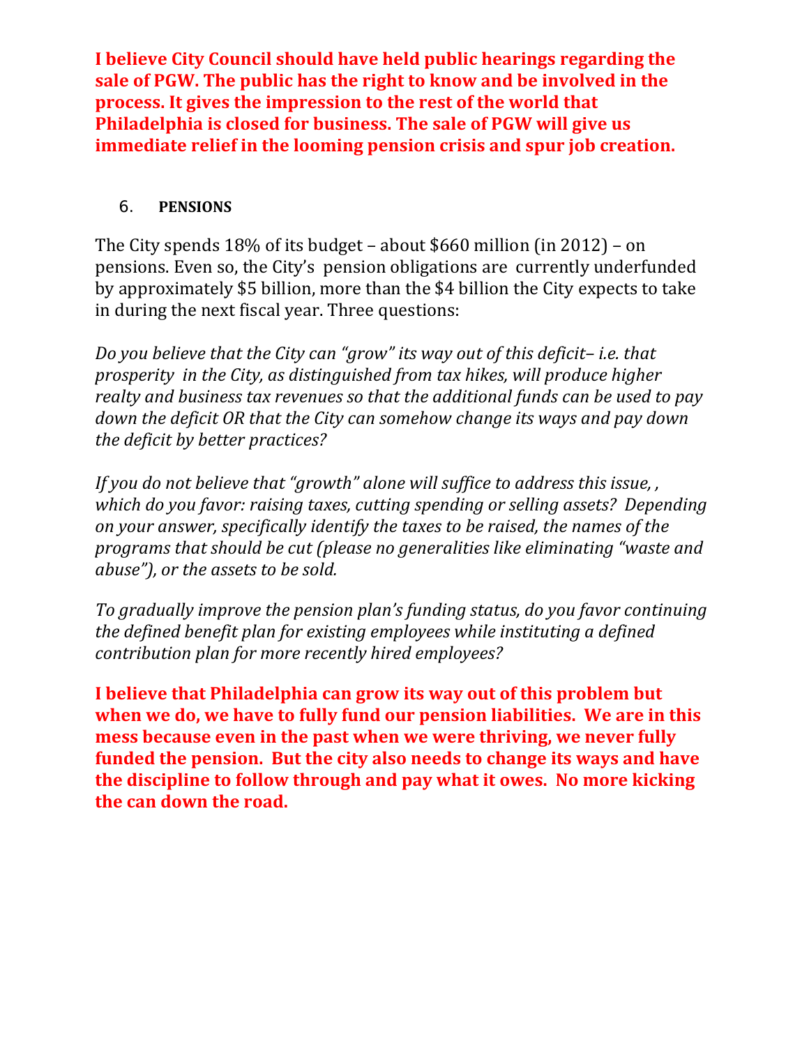**I believe City Council should have held public hearings regarding the sale of PGW. The public has the right to know and be involved in the process. It gives the impression to the rest of the world that Philadelphia is closed for business. The sale of PGW will give us immediate relief in the looming pension crisis and spur job creation.**

6. **PENSIONS**

The City spends 18% of its budget – about $660 million (in 2012) – on pensions. Even so, the City's pension obligations are currently underfunded by approximately $5 billion, more than the $4 billion the City expects to take in during the next fiscal year. Three questions:

*Do you believe that the City can "grow" its way out of this deficit– i.e. that prosperity in the City, as distinguished from tax hikes, will produce higher realty and business tax revenues so that the additional funds can be used to pay down the deficit OR that the City can somehow change its ways and pay down the deficit by better practices?*

*If you do not believe that "growth" alone will suffice to address this issue, , which do you favor: raising taxes, cutting spending or selling assets? Depending on your answer, specifically identify the taxes to be raised, the names of the programs that should be cut (please no generalities like eliminating "waste and abuse"), or the assets to be sold.*

*To gradually improve the pension plan's funding status, do you favor continuing the defined benefit plan for existing employees while instituting a defined contribution plan for more recently hired employees?*

**I believe that Philadelphia can grow its way out of this problem but when we do, we have to fully fund our pension liabilities. We are in this mess because even in the past when we were thriving, we never fully funded the pension. But the city also needs to change its ways and have the discipline to follow through and pay what it owes. No more kicking the can down the road.**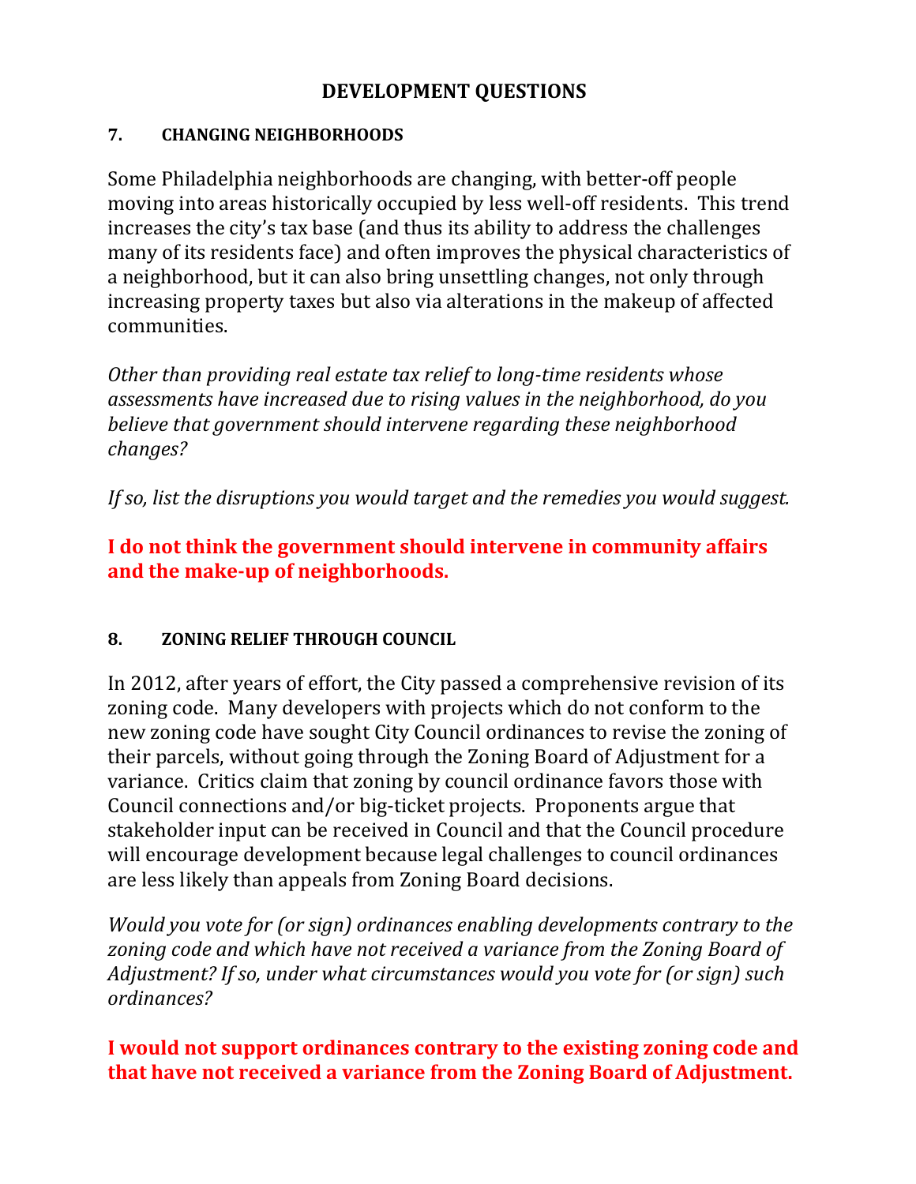# DEVELOPMENT QUESTIONS

## 7. CHANGING NEIGHBORHOODS

Some Philadelphia neighborhoods are changing, with better-off people moving into areas historically occupied by less well-off residents. This trend increases the city's tax base (and thus its ability to address the challenges many of its residents face) and often improves the physical characteristics of a neighborhood, but it can also bring unsettling changes, not only through increasing property taxes but also via alterations in the makeup of affected communities.

*Other than providing real estate tax relief to long-time residents whose assessments have increased due to rising values in the neighborhood, do you believe that government should intervene regarding these neighborhood changes?*

*If so, list the disruptions you would target and the remedies you would suggest.*

**I do not think the government should intervene in community affairs and the make-up of neighborhoods.**

## 8. ZONING RELIEF THROUGH COUNCIL

In 2012, after years of effort, the City passed a comprehensive revision of its zoning code. Many developers with projects which do not conform to the new zoning code have sought City Council ordinances to revise the zoning of their parcels, without going through the Zoning Board of Adjustment for a variance. Critics claim that zoning by council ordinance favors those with Council connections and/or big-ticket projects. Proponents argue that stakeholder input can be received in Council and that the Council procedure will encourage development because legal challenges to council ordinances are less likely than appeals from Zoning Board decisions.

*Would you vote for (or sign) ordinances enabling developments contrary to the zoning code and which have not received a variance from the Zoning Board of Adjustment? If so, under what circumstances would you vote for (or sign) such ordinances?*

**I would not support ordinances contrary to the existing zoning code and that have not received a variance from the Zoning Board of Adjustment.**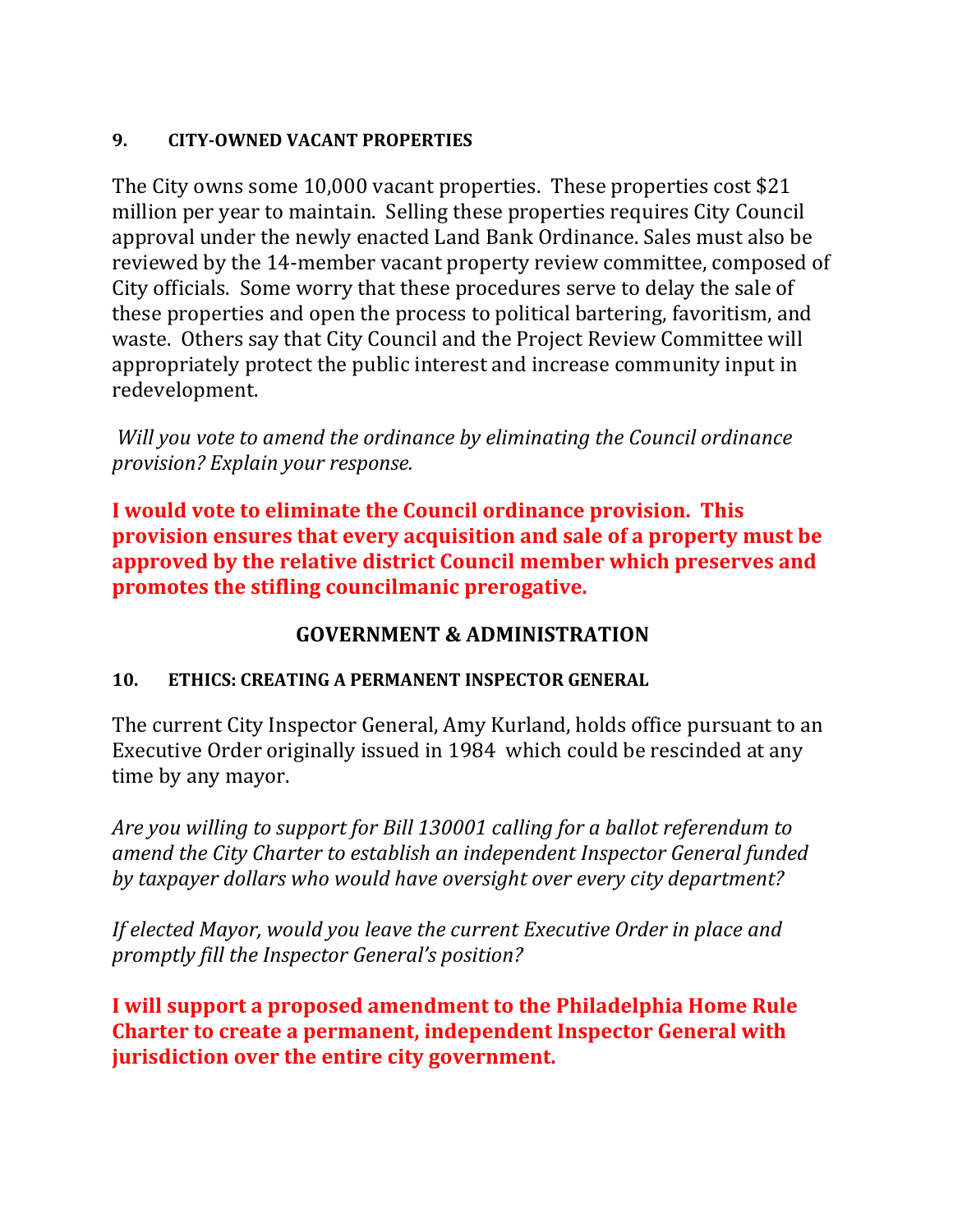#### 9. CITY-OWNED VACANT PROPERTIES

The City owns some 10,000 vacant properties. These properties cost $21 million per year to maintain. Selling these properties requires City Council approval under the newly enacted Land Bank Ordinance. Sales must also be reviewed by the 14-member vacant property review committee, composed of City officials. Some worry that these procedures serve to delay the sale of these properties and open the process to political bartering, favoritism, and waste. Others say that City Council and the Project Review Committee will appropriately protect the public interest and increase community input in redevelopment.

*Will you vote to amend the ordinance by eliminating the Council ordinance provision? Explain your response.*

**I would vote to eliminate the Council ordinance provision. This provision ensures that every acquisition and sale of a property must be approved by the relative district Council member which preserves and promotes the stifling councilmanic prerogative.**

## GOVERNMENT & ADMINISTRATION

#### 10. ETHICS: CREATING A PERMANENT INSPECTOR GENERAL

The current City Inspector General, Amy Kurland, holds office pursuant to an Executive Order originally issued in 1984 which could be rescinded at any time by any mayor.

*Are you willing to support for Bill 130001 calling for a ballot referendum to amend the City Charter to establish an independent Inspector General funded by taxpayer dollars who would have oversight over every city department?*

*If elected Mayor, would you leave the current Executive Order in place and promptly fill the Inspector General's position?*

**I will support a proposed amendment to the Philadelphia Home Rule Charter to create a permanent, independent Inspector General with jurisdiction over the entire city government.**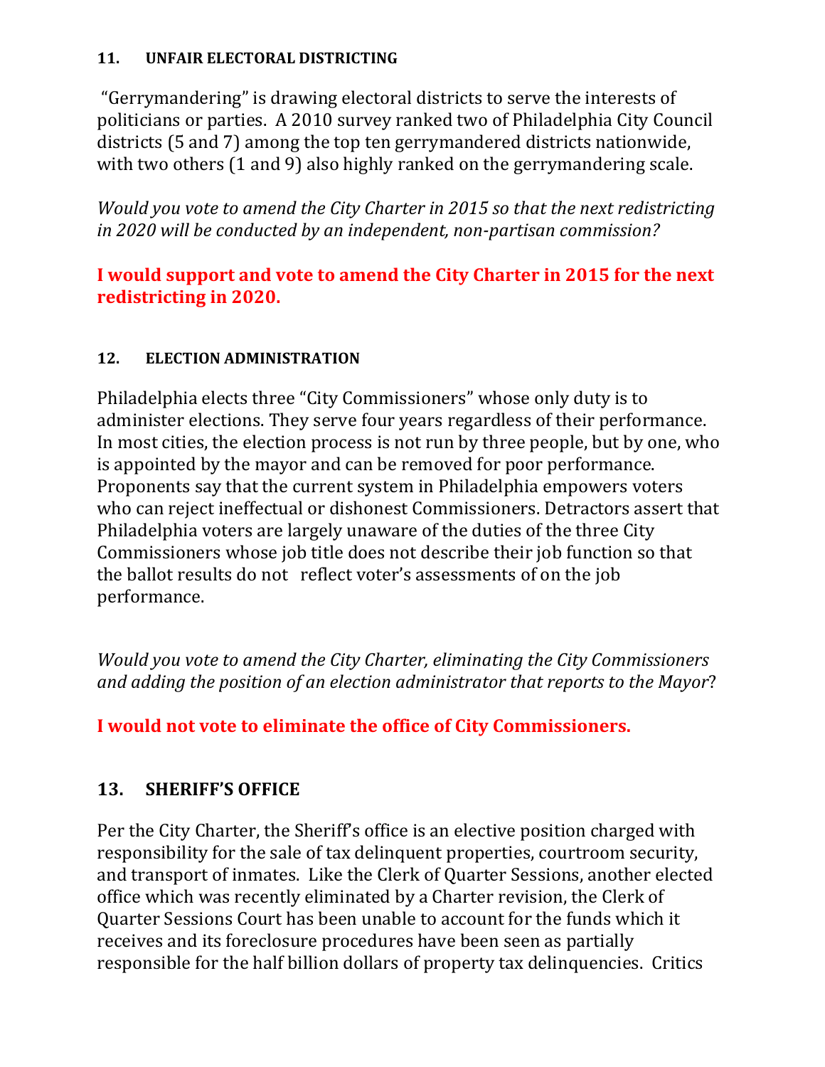#### 11. UNFAIR ELECTORAL DISTRICTING

"Gerrymandering" is drawing electoral districts to serve the interests of politicians or parties. A 2010 survey ranked two of Philadelphia City Council districts (5 and 7) among the top ten gerrymandered districts nationwide, with two others (1 and 9) also highly ranked on the gerrymandering scale.

*Would you vote to amend the City Charter in 2015 so that the next redistricting in 2020 will be conducted by an independent, non-partisan commission?*

**I would support and vote to amend the City Charter in 2015 for the next redistricting in 2020.**

#### 12. ELECTION ADMINISTRATION

Philadelphia elects three "City Commissioners" whose only duty is to administer elections. They serve four years regardless of their performance. In most cities, the election process is not run by three people, but by one, who is appointed by the mayor and can be removed for poor performance. Proponents say that the current system in Philadelphia empowers voters who can reject ineffectual or dishonest Commissioners. Detractors assert that Philadelphia voters are largely unaware of the duties of the three City Commissioners whose job title does not describe their job function so that the ballot results do not reflect voter's assessments of on the job performance.

*Would you vote to amend the City Charter, eliminating the City Commissioners and adding the position of an election administrator that reports to the Mayor*?

**I would not vote to eliminate the office of City Commissioners.**

### 13. SHERIFF'S OFFICE

Per the City Charter, the Sheriff's office is an elective position charged with responsibility for the sale of tax delinquent properties, courtroom security, and transport of inmates. Like the Clerk of Quarter Sessions, another elected office which was recently eliminated by a Charter revision, the Clerk of Quarter Sessions Court has been unable to account for the funds which it receives and its foreclosure procedures have been seen as partially responsible for the half billion dollars of property tax delinquencies. Critics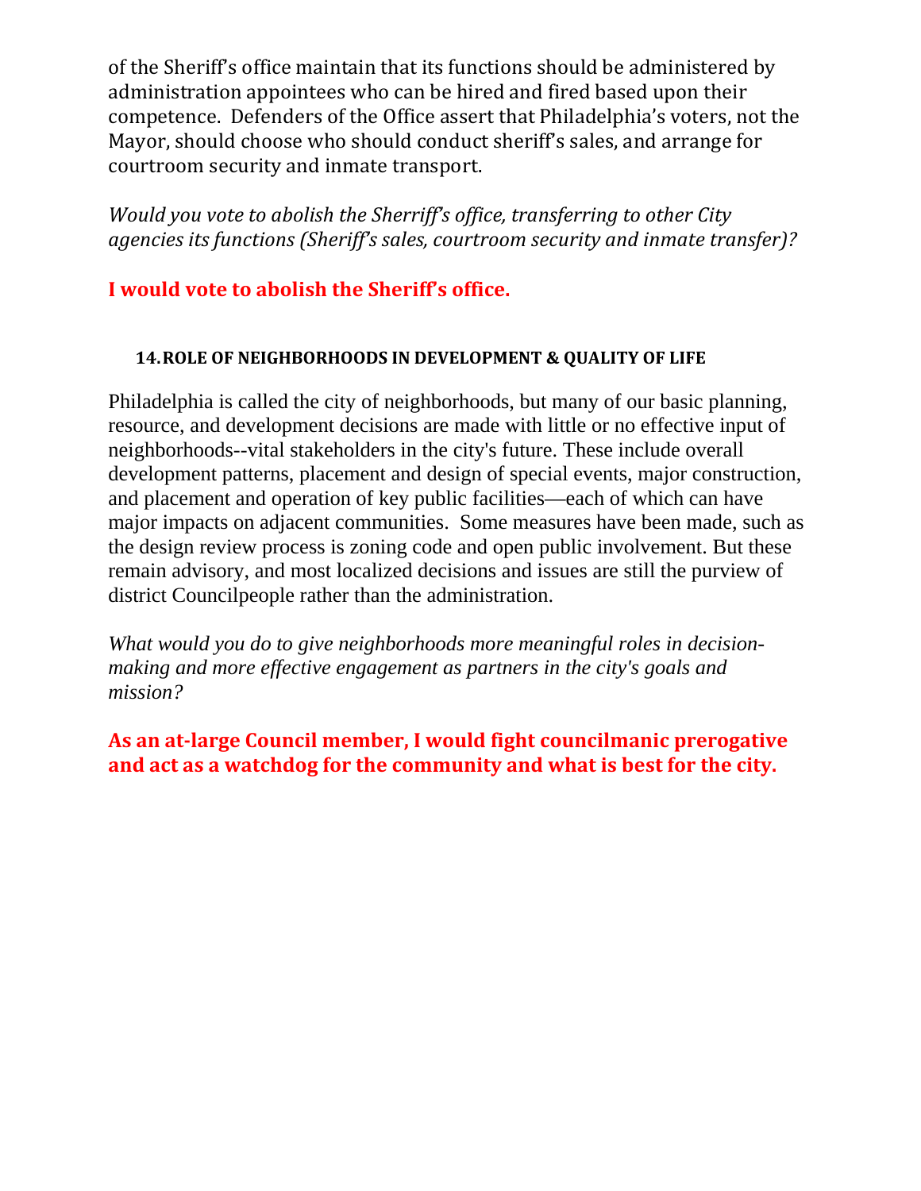of the Sheriff's office maintain that its functions should be administered by administration appointees who can be hired and fired based upon their competence. Defenders of the Office assert that Philadelphia's voters, not the Mayor, should choose who should conduct sheriff's sales, and arrange for courtroom security and inmate transport.

*Would you vote to abolish the Sherriff's office, transferring to other City agencies its functions (Sheriff's sales, courtroom security and inmate transfer)?*

**I would vote to abolish the Sheriff's office.**

### 14. ROLE OF NEIGHBORHOODS IN DEVELOPMENT & QUALITY OF LIFE

Philadelphia is called the city of neighborhoods, but many of our basic planning, resource, and development decisions are made with little or no effective input of neighborhoods--vital stakeholders in the city's future. These include overall development patterns, placement and design of special events, major construction, and placement and operation of key public facilities—each of which can have major impacts on adjacent communities. Some measures have been made, such as the design review process is zoning code and open public involvement. But these remain advisory, and most localized decisions and issues are still the purview of district Councilpeople rather than the administration.

*What would you do to give neighborhoods more meaningful roles in decision-making and more effective engagement as partners in the city's goals and mission?*

**As an at-large Council member, I would fight councilmanic prerogative and act as a watchdog for the community and what is best for the city.**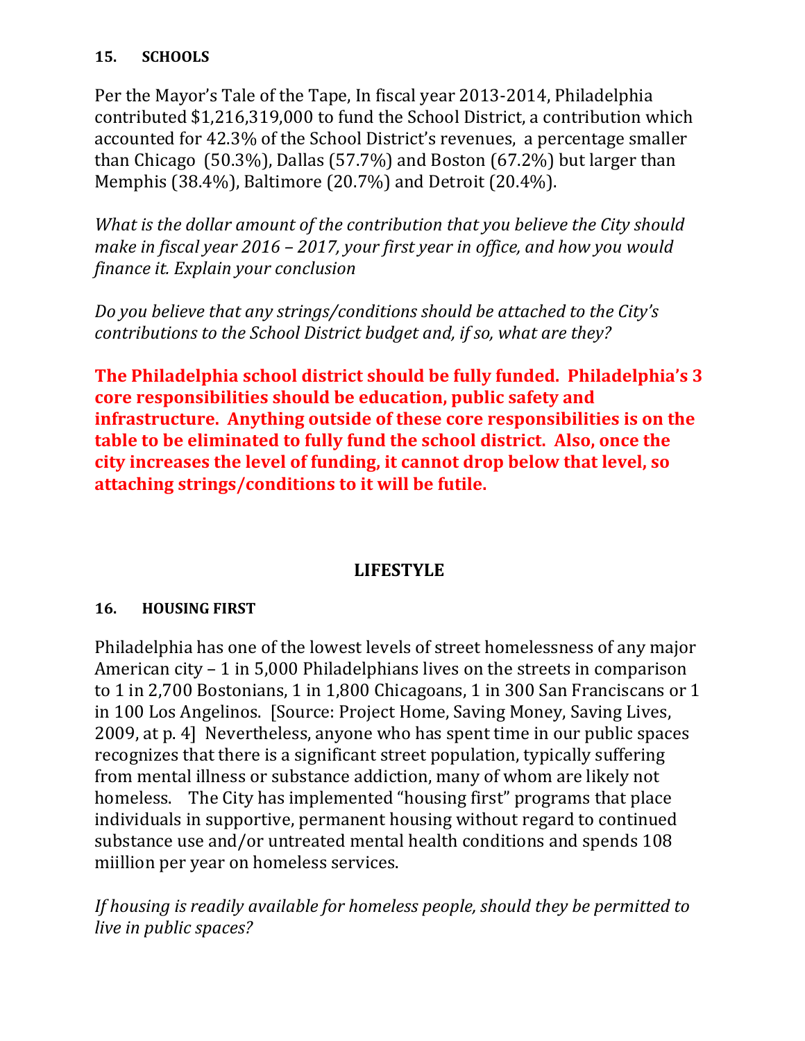### 15. SCHOOLS

Per the Mayor's Tale of the Tape, In fiscal year 2013-2014, Philadelphia contributed $1,216,319,000 to fund the School District, a contribution which accounted for 42.3% of the School District's revenues, a percentage smaller than Chicago (50.3%), Dallas (57.7%) and Boston (67.2%) but larger than Memphis (38.4%), Baltimore (20.7%) and Detroit (20.4%).

*What is the dollar amount of the contribution that you believe the City should make in fiscal year 2016 – 2017, your first year in office, and how you would finance it. Explain your conclusion*

*Do you believe that any strings/conditions should be attached to the City's contributions to the School District budget and, if so, what are they?*

**The Philadelphia school district should be fully funded. Philadelphia's 3 core responsibilities should be education, public safety and infrastructure. Anything outside of these core responsibilities is on the table to be eliminated to fully fund the school district. Also, once the city increases the level of funding, it cannot drop below that level, so attaching strings/conditions to it will be futile.**

## LIFESTYLE

### 16. HOUSING FIRST

Philadelphia has one of the lowest levels of street homelessness of any major American city – 1 in 5,000 Philadelphians lives on the streets in comparison to 1 in 2,700 Bostonians, 1 in 1,800 Chicagoans, 1 in 300 San Franciscans or 1 in 100 Los Angelinos. [Source: Project Home, Saving Money, Saving Lives, 2009, at p. 4] Nevertheless, anyone who has spent time in our public spaces recognizes that there is a significant street population, typically suffering from mental illness or substance addiction, many of whom are likely not homeless. The City has implemented "housing first" programs that place individuals in supportive, permanent housing without regard to continued substance use and/or untreated mental health conditions and spends 108 miillion per year on homeless services.

*If housing is readily available for homeless people, should they be permitted to live in public spaces?*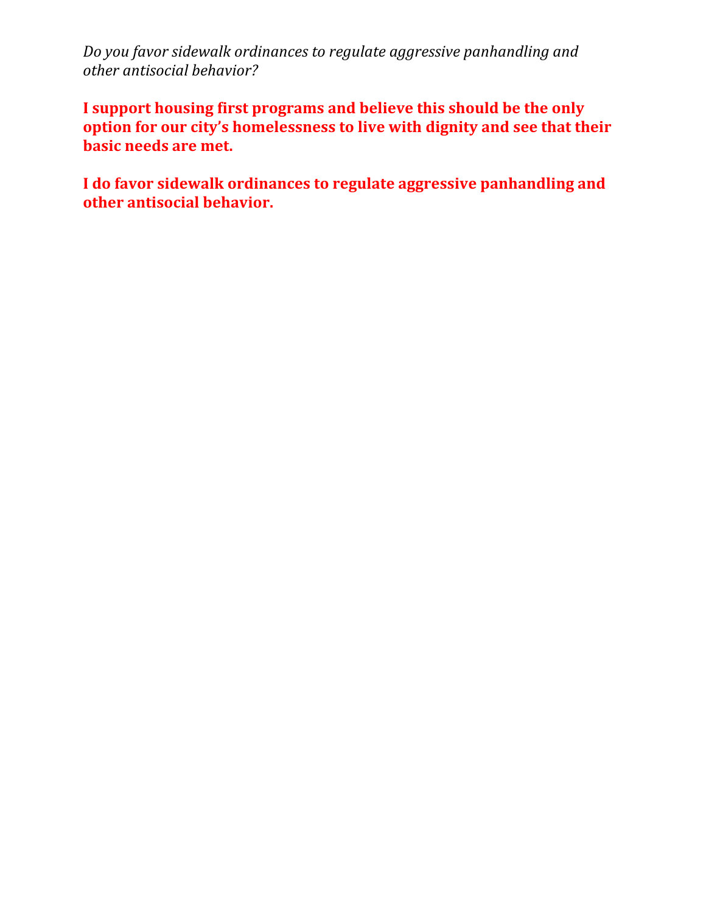*Do you favor sidewalk ordinances to regulate aggressive panhandling and other antisocial behavior?*

**I support housing first programs and believe this should be the only option for our city's homelessness to live with dignity and see that their basic needs are met.**

**I do favor sidewalk ordinances to regulate aggressive panhandling and other antisocial behavior.**